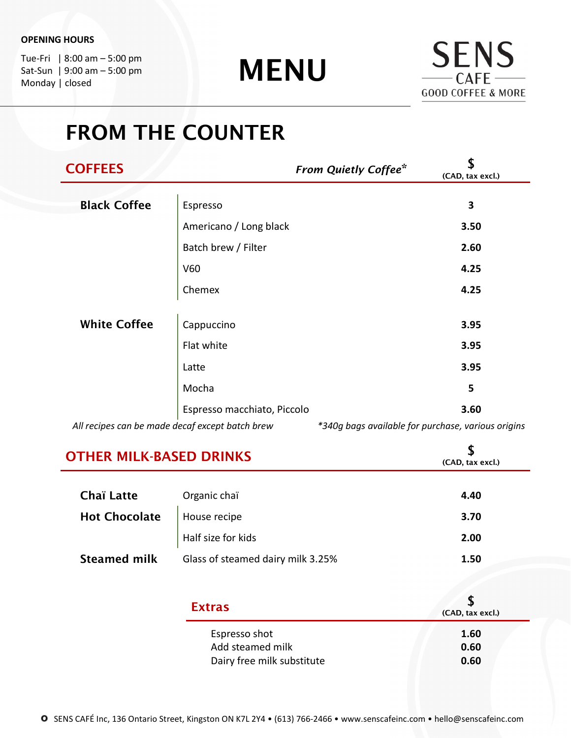**OPENING HOURS**

Tue-Fri | 8:00 am – 5:00 pm
Sat-Sun | 9:00 am – 5:00 pm
Monday | closed

# MENU

SENS
CAFE
GOOD COFFEE & MORE

## FROM THE COUNTER

### COFFEES

*From Quietly Coffee**

| | | $ (CAD, tax excl.) |
|---|---|---|
| **Black Coffee** | Espresso | **3** |
| | Americano / Long black | **3.50** |
| | Batch brew / Filter | **2.60** |
| | V60 | **4.25** |
| | Chemex | **4.25** |
| **White Coffee** | Cappuccino | **3.95** |
| | Flat white | **3.95** |
| | Latte | **3.95** |
| | Mocha | **5** |
| | Espresso macchiato, Piccolo | **3.60** |

*All recipes can be made decaf except batch brew*

*\*340g bags available for purchase, various origins*

### OTHER MILK-BASED DRINKS

| | | $ (CAD, tax excl.) |
|---|---|---|
| **Chaï Latte** | Organic chaï | **4.40** |
| **Hot Chocolate** | House recipe | **3.70** |
| | Half size for kids | **2.00** |
| **Steamed milk** | Glass of steamed dairy milk 3.25% | **1.50** |

### Extras

| | $ (CAD, tax excl.) |
|---|---|
| Espresso shot | **1.60** |
| Add steamed milk | **0.60** |
| Dairy free milk substitute | **0.60** |

SENS CAFÉ Inc, 136 Ontario Street, Kingston ON K7L 2Y4 • (613) 766-2466 • www.senscafeinc.com • hello@senscafeinc.com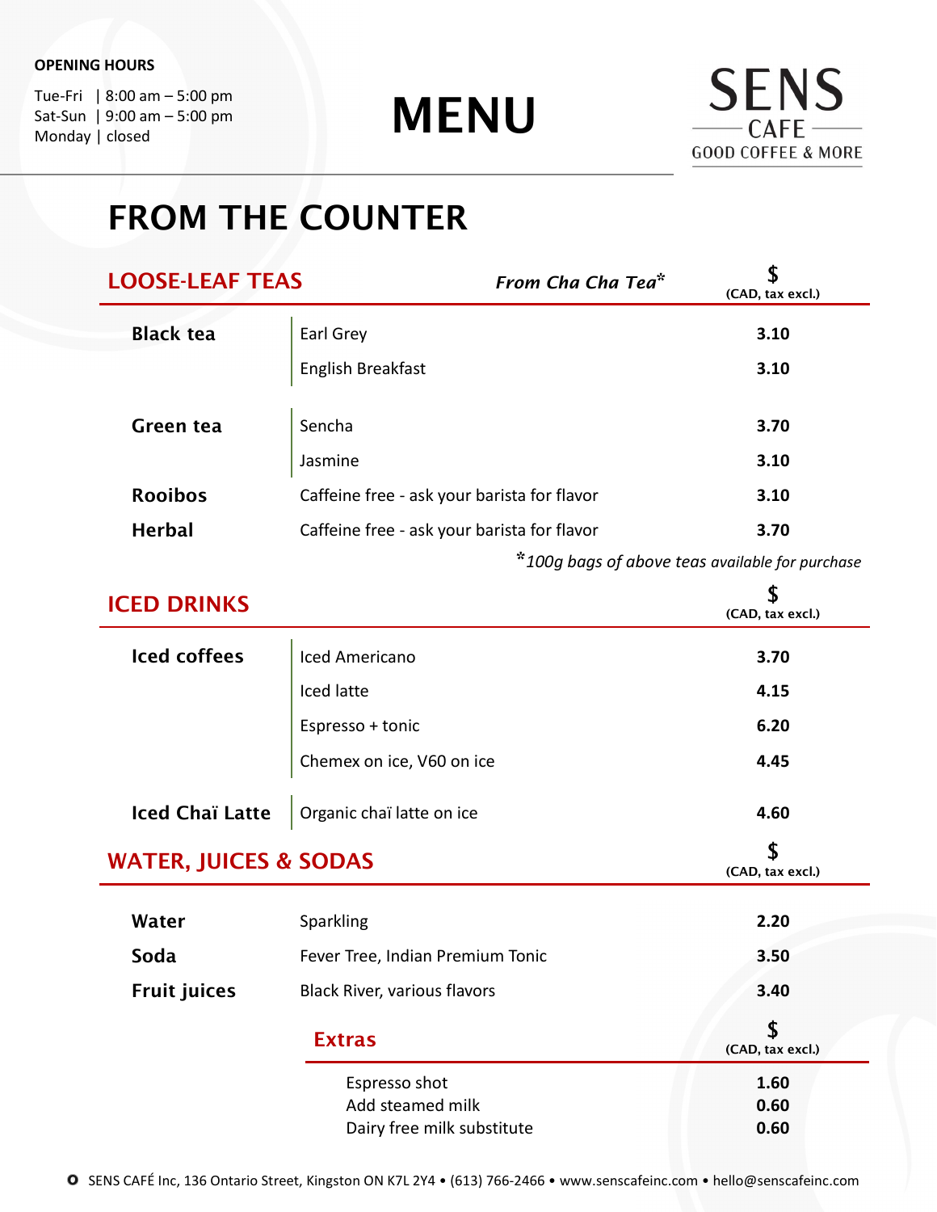**OPENING HOURS**

Tue-Fri | 8:00 am – 5:00 pm
Sat-Sun | 9:00 am – 5:00 pm
Monday | closed

# MENU

SENS CAFE
GOOD COFFEE & MORE

## FROM THE COUNTER

### LOOSE-LEAF TEAS

| | *From Cha Cha Tea** | $ (CAD, tax excl.) |
|---|---|---|
| **Black tea** | Earl Grey | **3.10** |
| | English Breakfast | **3.10** |
| **Green tea** | Sencha | **3.70** |
| | Jasmine | **3.10** |
| **Rooibos** | Caffeine free - ask your barista for flavor | **3.10** |
| **Herbal** | Caffeine free - ask your barista for flavor | **3.70** |

**100g bags of above teas available for purchase*

### ICED DRINKS

| | | $ (CAD, tax excl.) |
|---|---|---|
| **Iced coffees** | Iced Americano | **3.70** |
| | Iced latte | **4.15** |
| | Espresso + tonic | **6.20** |
| | Chemex on ice, V60 on ice | **4.45** |
| **Iced Chaï Latte** | Organic chaï latte on ice | **4.60** |

### WATER, JUICES & SODAS

| | | $ (CAD, tax excl.) |
|---|---|---|
| **Water** | Sparkling | **2.20** |
| **Soda** | Fever Tree, Indian Premium Tonic | **3.50** |
| **Fruit juices** | Black River, various flavors | **3.40** |

### Extras

| | $ (CAD, tax excl.) |
|---|---|
| Espresso shot | **1.60** |
| Add steamed milk | **0.60** |
| Dairy free milk substitute | **0.60** |

SENS CAFÉ Inc, 136 Ontario Street, Kingston ON K7L 2Y4 • (613) 766-2466 • www.senscafeinc.com • hello@senscafeinc.com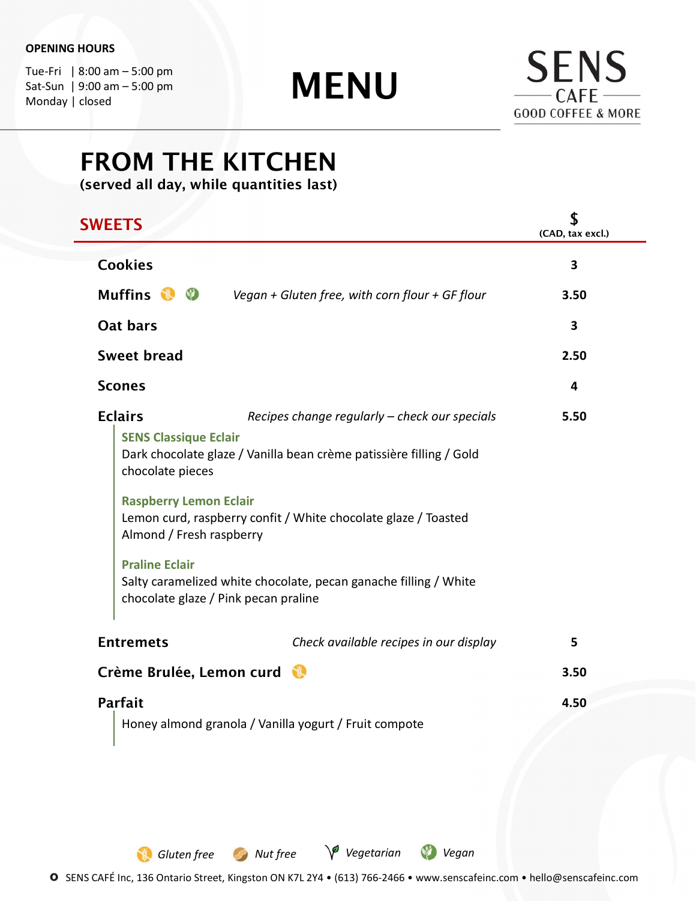**OPENING HOURS**

Tue-Fri | 8:00 am – 5:00 pm
Sat-Sun | 9:00 am – 5:00 pm
Monday | closed

# MENU

SENS CAFE
GOOD COFFEE & MORE

## FROM THE KITCHEN

**(served all day, while quantities last)**

### SWEETS

| Item | Description | $ (CAD, tax excl.) |
|---|---|---|
| **Cookies** | | 3 |
| **Muffins** (Gluten free, Vegan) | *Vegan + Gluten free, with corn flour + GF flour* | 3.50 |
| **Oat bars** | | 3 |
| **Sweet bread** | | 2.50 |
| **Scones** | | 4 |
| **Eclairs** | *Recipes change regularly – check our specials* | 5.50 |

**SENS Classique Eclair**
Dark chocolate glaze / Vanilla bean crème patissière filling / Gold chocolate pieces

**Raspberry Lemon Eclair**
Lemon curd, raspberry confit / White chocolate glaze / Toasted Almond / Fresh raspberry

**Praline Eclair**
Salty caramelized white chocolate, pecan ganache filling / White chocolate glaze / Pink pecan praline

| Item | Description | $ (CAD, tax excl.) |
|---|---|---|
| **Entremets** | *Check available recipes in our display* | 5 |
| **Crème Brulée, Lemon curd** (Gluten free) | | 3.50 |
| **Parfait** | Honey almond granola / Vanilla yogurt / Fruit compote | 4.50 |

*Gluten free* · *Nut free* · *Vegetarian* · *Vegan*

SENS CAFÉ Inc, 136 Ontario Street, Kingston ON K7L 2Y4 • (613) 766-2466 • www.senscafeinc.com • hello@senscafeinc.com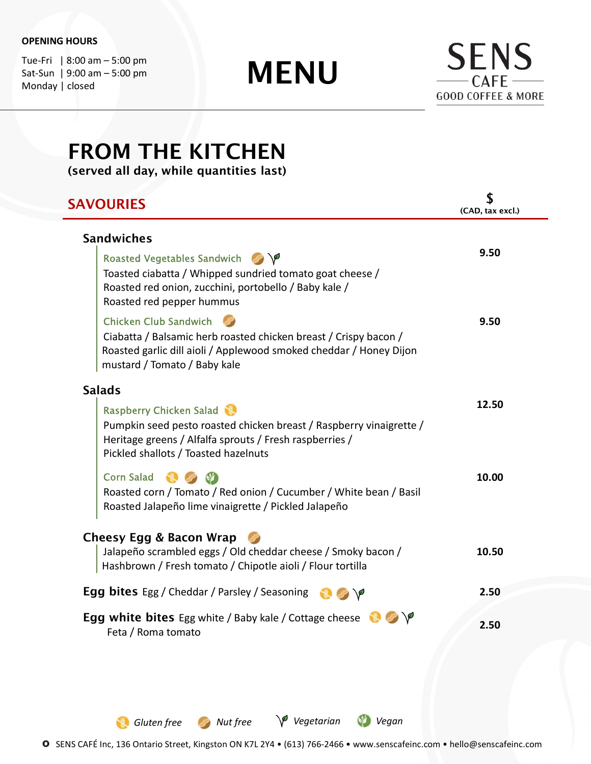**OPENING HOURS**

Tue-Fri | 8:00 am – 5:00 pm
Sat-Sun | 9:00 am – 5:00 pm
Monday | closed

# MENU

SENS CAFE
GOOD COFFEE & MORE

## FROM THE KITCHEN

**(served all day, while quantities last)**

### SAVOURIES

$ (CAD, tax excl.)

#### Sandwiches

**Roasted Vegetables Sandwich** (Nut free, Vegetarian) — 9.50
Toasted ciabatta / Whipped sundried tomato goat cheese / Roasted red onion, zucchini, portobello / Baby kale / Roasted red pepper hummus

**Chicken Club Sandwich** (Nut free) — 9.50
Ciabatta / Balsamic herb roasted chicken breast / Crispy bacon / Roasted garlic dill aioli / Applewood smoked cheddar / Honey Dijon mustard / Tomato / Baby kale

#### Salads

**Raspberry Chicken Salad** (Gluten free) — 12.50
Pumpkin seed pesto roasted chicken breast / Raspberry vinaigrette / Heritage greens / Alfalfa sprouts / Fresh raspberries / Pickled shallots / Toasted hazelnuts

**Corn Salad** (Gluten free, Nut free, Vegan) — 10.00
Roasted corn / Tomato / Red onion / Cucumber / White bean / Basil
Roasted Jalapeño lime vinaigrette / Pickled Jalapeño

#### Cheesy Egg & Bacon Wrap (Nut free) — 10.50

Jalapeño scrambled eggs / Old cheddar cheese / Smoky bacon / Hashbrown / Fresh tomato / Chipotle aioli / Flour tortilla

**Egg bites** Egg / Cheddar / Parsley / Seasoning (Gluten free, Nut free, Vegetarian) — 2.50

**Egg white bites** Egg white / Baby kale / Cottage cheese Feta / Roma tomato (Gluten free, Nut free, Vegetarian) — 2.50

*Gluten free* | *Nut free* | *Vegetarian* | *Vegan*

SENS CAFÉ Inc, 136 Ontario Street, Kingston ON K7L 2Y4 • (613) 766-2466 • www.senscafeinc.com • hello@senscafeinc.com